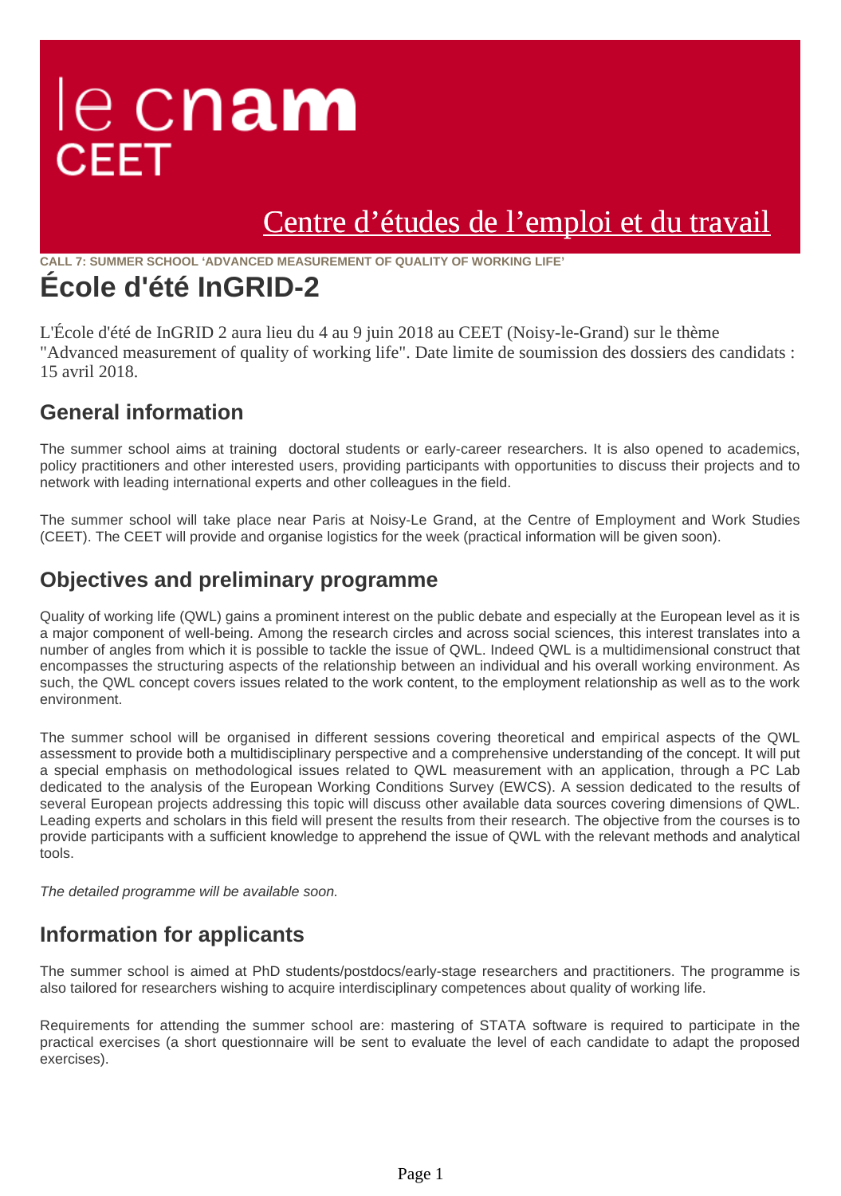le cnam
CEET

Centre d'études de l'emploi et du travail

CALL 7: SUMMER SCHOOL 'ADVANCED MEASUREMENT OF QUALITY OF WORKING LIFE'

# École d'été InGRID-2

L'École d'été de InGRID 2 aura lieu du 4 au 9 juin 2018 au CEET (Noisy-le-Grand) sur le thème "Advanced measurement of quality of working life". Date limite de soumission des dossiers des candidats : 15 avril 2018.

## General information

The summer school aims at training doctoral students or early-career researchers. It is also opened to academics, policy practitioners and other interested users, providing participants with opportunities to discuss their projects and to network with leading international experts and other colleagues in the field.

The summer school will take place near Paris at Noisy-Le Grand, at the Centre of Employment and Work Studies (CEET). The CEET will provide and organise logistics for the week (practical information will be given soon).

## Objectives and preliminary programme

Quality of working life (QWL) gains a prominent interest on the public debate and especially at the European level as it is a major component of well-being. Among the research circles and across social sciences, this interest translates into a number of angles from which it is possible to tackle the issue of QWL. Indeed QWL is a multidimensional construct that encompasses the structuring aspects of the relationship between an individual and his overall working environment. As such, the QWL concept covers issues related to the work content, to the employment relationship as well as to the work environment.

The summer school will be organised in different sessions covering theoretical and empirical aspects of the QWL assessment to provide both a multidisciplinary perspective and a comprehensive understanding of the concept. It will put a special emphasis on methodological issues related to QWL measurement with an application, through a PC Lab dedicated to the analysis of the European Working Conditions Survey (EWCS). A session dedicated to the results of several European projects addressing this topic will discuss other available data sources covering dimensions of QWL. Leading experts and scholars in this field will present the results from their research. The objective from the courses is to provide participants with a sufficient knowledge to apprehend the issue of QWL with the relevant methods and analytical tools.

*The detailed programme will be available soon.*

## Information for applicants

The summer school is aimed at PhD students/postdocs/early-stage researchers and practitioners. The programme is also tailored for researchers wishing to acquire interdisciplinary competences about quality of working life.

Requirements for attending the summer school are: mastering of STATA software is required to participate in the practical exercises (a short questionnaire will be sent to evaluate the level of each candidate to adapt the proposed exercises).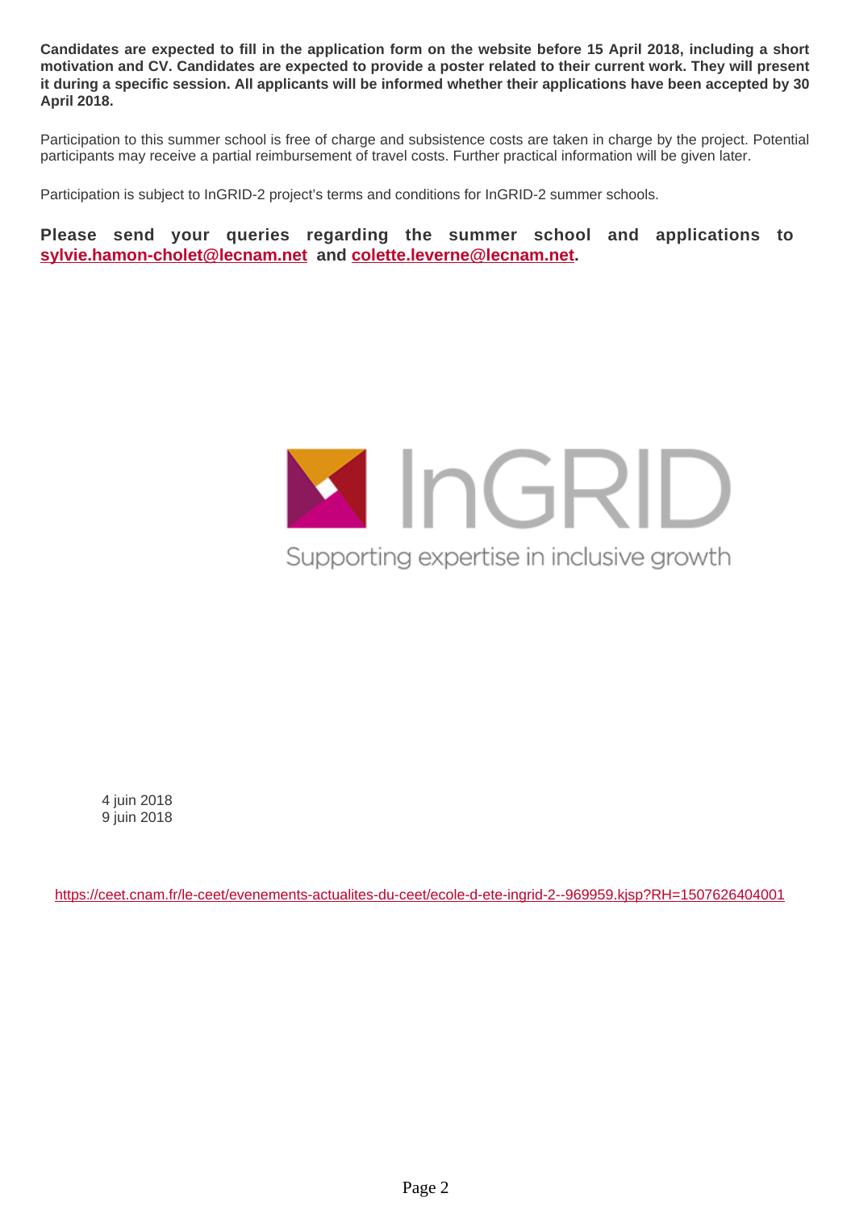**Candidates are expected to fill in the application form on the website before 15 April 2018, including a short motivation and CV. Candidates are expected to provide a poster related to their current work. They will present it during a specific session. All applicants will be informed whether their applications have been accepted by 30 April 2018.**

Participation to this summer school is free of charge and subsistence costs are taken in charge by the project. Potential participants may receive a partial reimbursement of travel costs. Further practical information will be given later.

Participation is subject to InGRID-2 project's terms and conditions for InGRID-2 summer schools.

**Please send your queries regarding the summer school and applications to [sylvie.hamon-cholet@lecnam.net](mailto:sylvie.hamon-cholet@lecnam.net) and [colette.leverne@lecnam.net](mailto:colette.leverne@lecnam.net).**

InGRID

Supporting expertise in inclusive growth

4 juin 2018
9 juin 2018

https://ceet.cnam.fr/le-ceet/evenements-actualites-du-ceet/ecole-d-ete-ingrid-2--969959.kjsp?RH=1507626404001